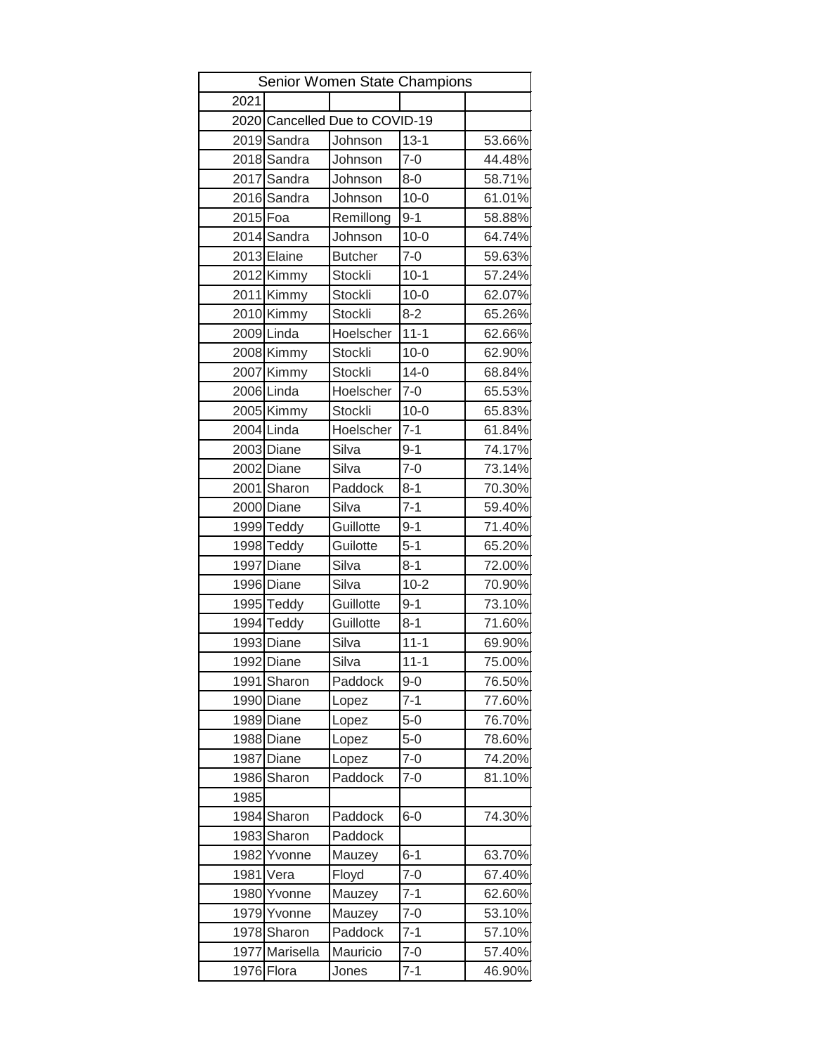| Senior Women State Champions | | | | |
|---|---|---|---|---|
| 2021 | | | | |
| 2020 | Cancelled Due to COVID-19 | | | |
| 2019 | Sandra | Johnson | 13-1 | 53.66% |
| 2018 | Sandra | Johnson | 7-0 | 44.48% |
| 2017 | Sandra | Johnson | 8-0 | 58.71% |
| 2016 | Sandra | Johnson | 10-0 | 61.01% |
| 2015 | Foa | Remillong | 9-1 | 58.88% |
| 2014 | Sandra | Johnson | 10-0 | 64.74% |
| 2013 | Elaine | Butcher | 7-0 | 59.63% |
| 2012 | Kimmy | Stockli | 10-1 | 57.24% |
| 2011 | Kimmy | Stockli | 10-0 | 62.07% |
| 2010 | Kimmy | Stockli | 8-2 | 65.26% |
| 2009 | Linda | Hoelscher | 11-1 | 62.66% |
| 2008 | Kimmy | Stockli | 10-0 | 62.90% |
| 2007 | Kimmy | Stockli | 14-0 | 68.84% |
| 2006 | Linda | Hoelscher | 7-0 | 65.53% |
| 2005 | Kimmy | Stockli | 10-0 | 65.83% |
| 2004 | Linda | Hoelscher | 7-1 | 61.84% |
| 2003 | Diane | Silva | 9-1 | 74.17% |
| 2002 | Diane | Silva | 7-0 | 73.14% |
| 2001 | Sharon | Paddock | 8-1 | 70.30% |
| 2000 | Diane | Silva | 7-1 | 59.40% |
| 1999 | Teddy | Guillotte | 9-1 | 71.40% |
| 1998 | Teddy | Guilotte | 5-1 | 65.20% |
| 1997 | Diane | Silva | 8-1 | 72.00% |
| 1996 | Diane | Silva | 10-2 | 70.90% |
| 1995 | Teddy | Guillotte | 9-1 | 73.10% |
| 1994 | Teddy | Guillotte | 8-1 | 71.60% |
| 1993 | Diane | Silva | 11-1 | 69.90% |
| 1992 | Diane | Silva | 11-1 | 75.00% |
| 1991 | Sharon | Paddock | 9-0 | 76.50% |
| 1990 | Diane | Lopez | 7-1 | 77.60% |
| 1989 | Diane | Lopez | 5-0 | 76.70% |
| 1988 | Diane | Lopez | 5-0 | 78.60% |
| 1987 | Diane | Lopez | 7-0 | 74.20% |
| 1986 | Sharon | Paddock | 7-0 | 81.10% |
| 1985 | | | | |
| 1984 | Sharon | Paddock | 6-0 | 74.30% |
| 1983 | Sharon | Paddock | | |
| 1982 | Yvonne | Mauzey | 6-1 | 63.70% |
| 1981 | Vera | Floyd | 7-0 | 67.40% |
| 1980 | Yvonne | Mauzey | 7-1 | 62.60% |
| 1979 | Yvonne | Mauzey | 7-0 | 53.10% |
| 1978 | Sharon | Paddock | 7-1 | 57.10% |
| 1977 | Marisella | Mauricio | 7-0 | 57.40% |
| 1976 | Flora | Jones | 7-1 | 46.90% |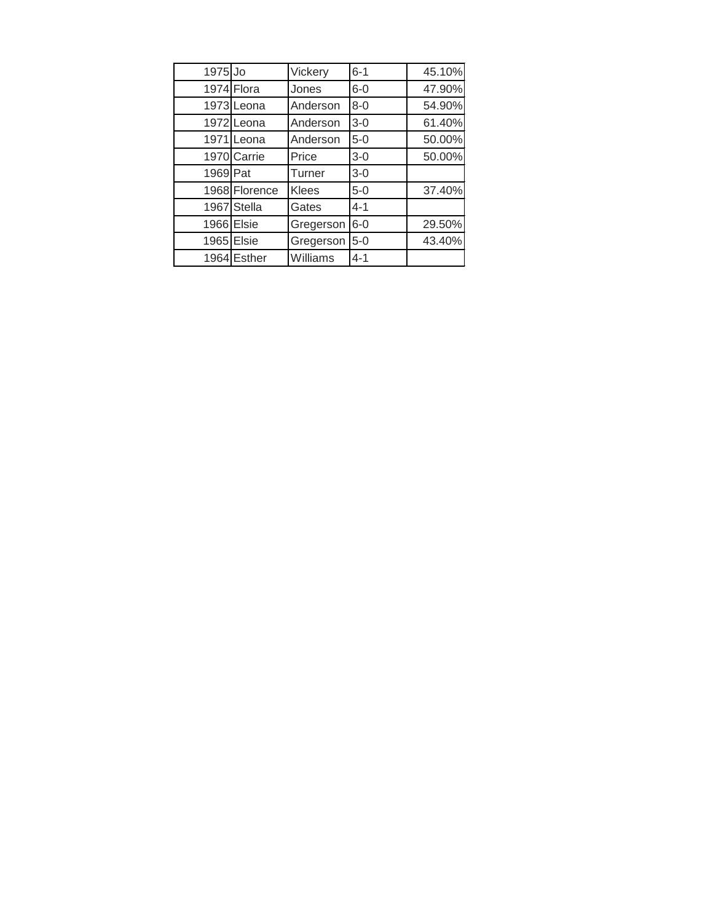| | | | | |
|---|---|---|---|---|
| 1975 | Jo | Vickery | 6-1 | 45.10% |
| 1974 | Flora | Jones | 6-0 | 47.90% |
| 1973 | Leona | Anderson | 8-0 | 54.90% |
| 1972 | Leona | Anderson | 3-0 | 61.40% |
| 1971 | Leona | Anderson | 5-0 | 50.00% |
| 1970 | Carrie | Price | 3-0 | 50.00% |
| 1969 | Pat | Turner | 3-0 | |
| 1968 | Florence | Klees | 5-0 | 37.40% |
| 1967 | Stella | Gates | 4-1 | |
| 1966 | Elsie | Gregerson | 6-0 | 29.50% |
| 1965 | Elsie | Gregerson | 5-0 | 43.40% |
| 1964 | Esther | Williams | 4-1 | |